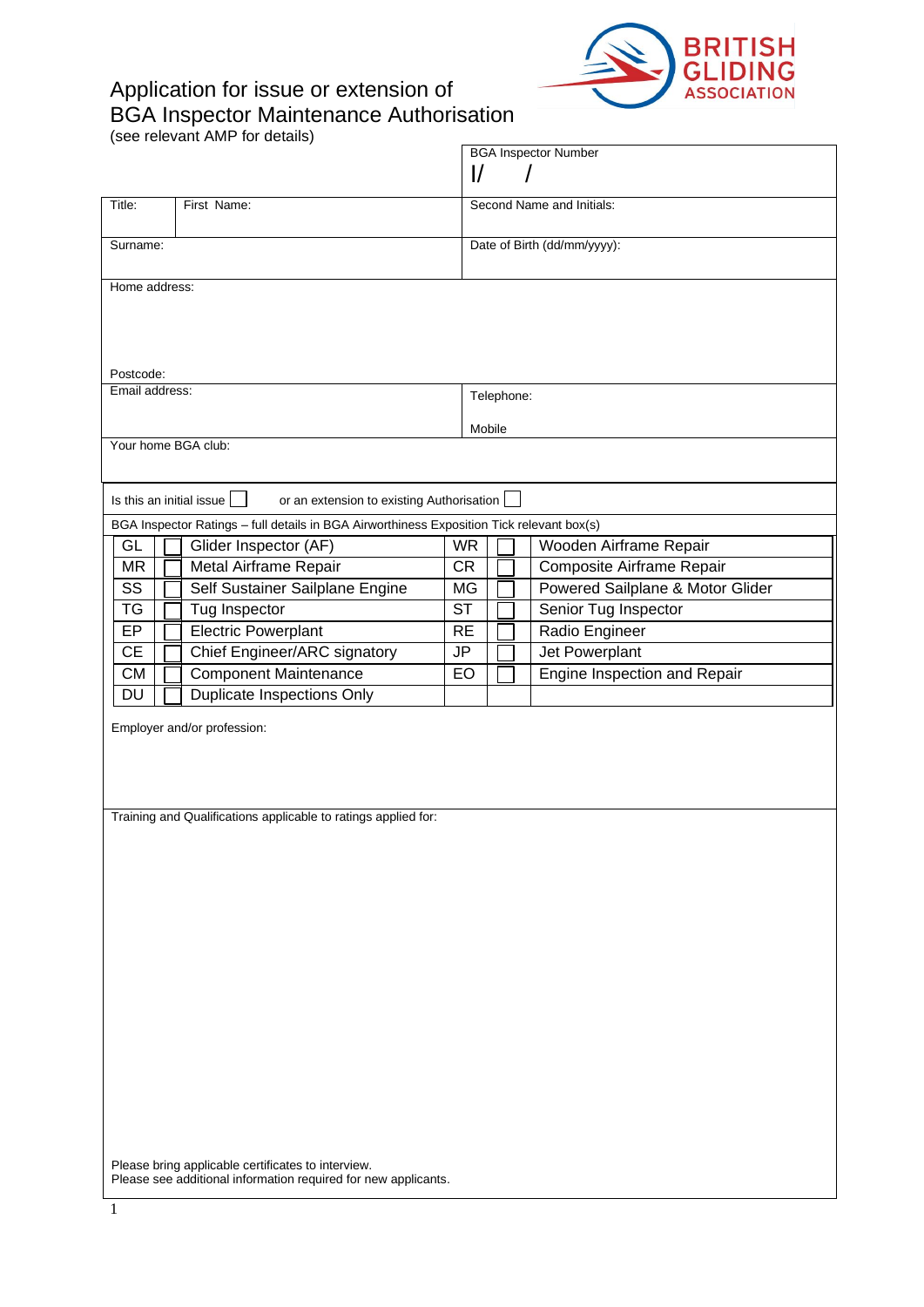# Application for issue or extension of BGA Inspector Maintenance Authorisation

(see relevant AMP for details)

BRITISH GLIDING ASSOCIATION

| | BGA Inspector Number<br>I/ / |
|---|---|
| Title: / First Name: | Second Name and Initials: |
| Surname: | Date of Birth (dd/mm/yyyy): |
| Home address:<br><br>Postcode: | |
| Email address: | Telephone:<br>Mobile |
| Your home BGA club: | |

Is this an initial issue ☐ or an extension to existing Authorisation ☐

BGA Inspector Ratings – full details in BGA Airworthiness Exposition Tick relevant box(s)

| | | | | | |
|---|---|---|---|---|---|
| GL | ☐ | Glider Inspector (AF) | WR | ☐ | Wooden Airframe Repair |
| MR | ☐ | Metal Airframe Repair | CR | ☐ | Composite Airframe Repair |
| SS | ☐ | Self Sustainer Sailplane Engine | MG | ☐ | Powered Sailplane & Motor Glider |
| TG | ☐ | Tug Inspector | ST | ☐ | Senior Tug Inspector |
| EP | ☐ | Electric Powerplant | RE | ☐ | Radio Engineer |
| CE | ☐ | Chief Engineer/ARC signatory | JP | ☐ | Jet Powerplant |
| CM | ☐ | Component Maintenance | EO | ☐ | Engine Inspection and Repair |
| DU | ☐ | Duplicate Inspections Only | | | |

Employer and/or profession:

Training and Qualifications applicable to ratings applied for:

Please bring applicable certificates to interview.
Please see additional information required for new applicants.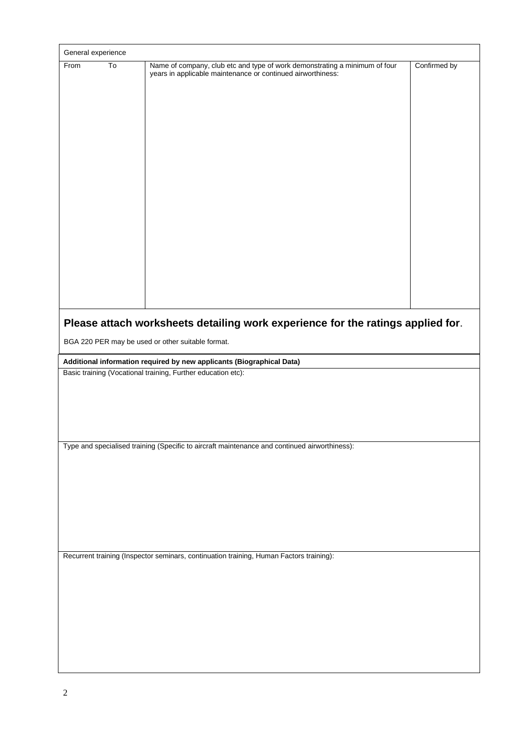| General experience | | | |
|---|---|---|---|
| From | To | Name of company, club etc and type of work demonstrating a minimum of four years in applicable maintenance or continued airworthiness: | Confirmed by |
| | | | |

**Please attach worksheets detailing work experience for the ratings applied for.**

BGA 220 PER may be used or other suitable format.

**Additional information required by new applicants (Biographical Data)**

Basic training (Vocational training, Further education etc):

Type and specialised training (Specific to aircraft maintenance and continued airworthiness):

Recurrent training (Inspector seminars, continuation training, Human Factors training):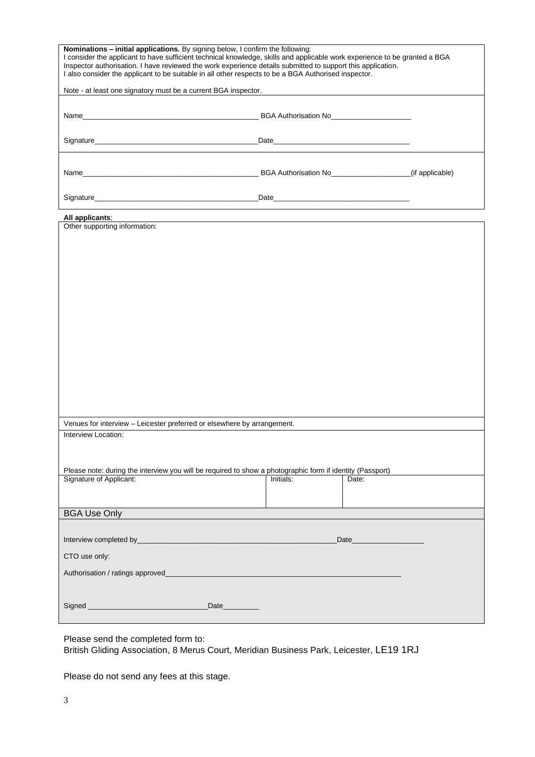**Nominations – initial applications.** By signing below, I confirm the following:
I consider the applicant to have sufficient technical knowledge, skills and applicable work experience to be granted a BGA Inspector authorisation. I have reviewed the work experience details submitted to support this application.
I also consider the applicant to be suitable in all other respects to be a BGA Authorised inspector.

Note - at least one signatory must be a current BGA inspector.

Name____________________________________________ BGA Authorisation No____________________

Signature________________________________________Date__________________________________

Name____________________________________________ BGA Authorisation No____________________(if applicable)

Signature________________________________________Date__________________________________

**All applicants**;

Other supporting information:

Venues for interview – Leicester preferred or elsewhere by arrangement.

Interview Location:

Please note: during the interview you will be required to show a photographic form if identity (Passport)

| Signature of Applicant: | Initials: | Date: |
|---|---|---|
| | | |

## BGA Use Only

Interview completed by___________________________________________________Date__________________

CTO use only:

Authorisation / ratings approved____________________________________________________________

Signed ______________________________Date_________

Please send the completed form to:
British Gliding Association, 8 Merus Court, Meridian Business Park, Leicester, LE19 1RJ

Please do not send any fees at this stage.